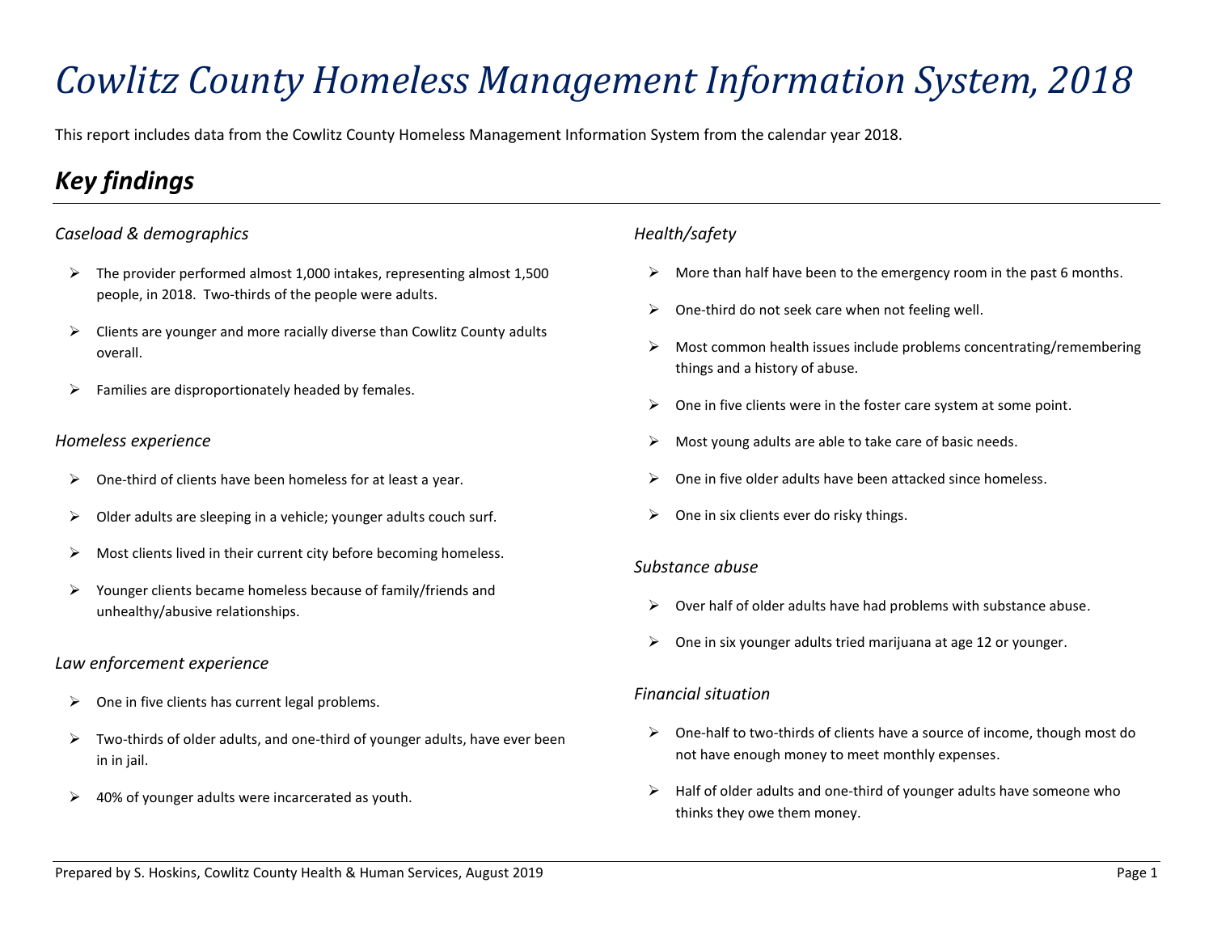# Cowlitz County Homeless Management Information System, 2018

This report includes data from the Cowlitz County Homeless Management Information System from the calendar year 2018.

## Key findings

### *Caseload & demographics*

- The provider performed almost 1,000 intakes, representing almost 1,500 people, in 2018. Two-thirds of the people were adults.
- Clients are younger and more racially diverse than Cowlitz County adults overall.
- Families are disproportionately headed by females.

### *Homeless experience*

- One-third of clients have been homeless for at least a year.
- Older adults are sleeping in a vehicle; younger adults couch surf.
- Most clients lived in their current city before becoming homeless.
- Younger clients became homeless because of family/friends and unhealthy/abusive relationships.

### *Law enforcement experience*

- One in five clients has current legal problems.
- Two-thirds of older adults, and one-third of younger adults, have ever been in in jail.
- 40% of younger adults were incarcerated as youth.

### *Health/safety*

- More than half have been to the emergency room in the past 6 months.
- One-third do not seek care when not feeling well.
- Most common health issues include problems concentrating/remembering things and a history of abuse.
- One in five clients were in the foster care system at some point.
- Most young adults are able to take care of basic needs.
- One in five older adults have been attacked since homeless.
- One in six clients ever do risky things.

### *Substance abuse*

- Over half of older adults have had problems with substance abuse.
- One in six younger adults tried marijuana at age 12 or younger.

### *Financial situation*

- One-half to two-thirds of clients have a source of income, though most do not have enough money to meet monthly expenses.
- Half of older adults and one-third of younger adults have someone who thinks they owe them money.

Prepared by S. Hoskins, Cowlitz County Health & Human Services, August 2019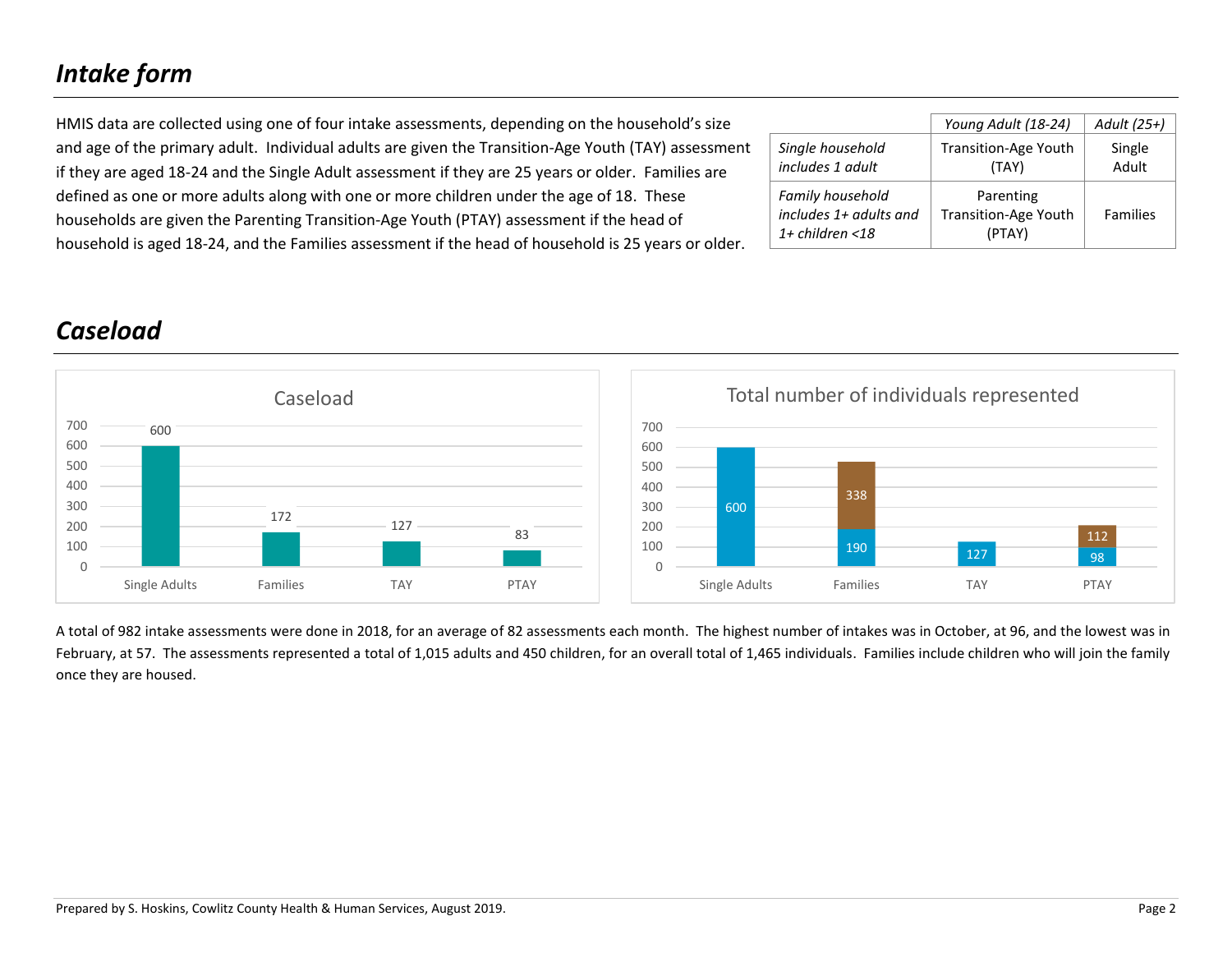## Intake form

HMIS data are collected using one of four intake assessments, depending on the household's size and age of the primary adult. Individual adults are given the Transition-Age Youth (TAY) assessment if they are aged 18-24 and the Single Adult assessment if they are 25 years or older. Families are defined as one or more adults along with one or more children under the age of 18. These households are given the Parenting Transition-Age Youth (PTAY) assessment if the head of household is aged 18-24, and the Families assessment if the head of household is 25 years or older.

| | *Young Adult (18-24)* | *Adult (25+)* |
|---|---|---|
| *Single household includes 1 adult* | Transition-Age Youth (TAY) | Single Adult |
| *Family household includes 1+ adults and 1+ children <18* | Parenting Transition-Age Youth (PTAY) | Families |

## Caseload

**Caseload**

| | Single Adults | Families | TAY | PTAY |
|---|---|---|---|---|
| Caseload | 600 | 172 | 127 | 83 |

**Total number of individuals represented**

| | Single Adults | Families | TAY | PTAY |
|---|---|---|---|---|
| Adults | 600 | 190 | 127 | 98 |
| Children | | 338 | | 112 |

A total of 982 intake assessments were done in 2018, for an average of 82 assessments each month. The highest number of intakes was in October, at 96, and the lowest was in February, at 57. The assessments represented a total of 1,015 adults and 450 children, for an overall total of 1,465 individuals. Families include children who will join the family once they are housed.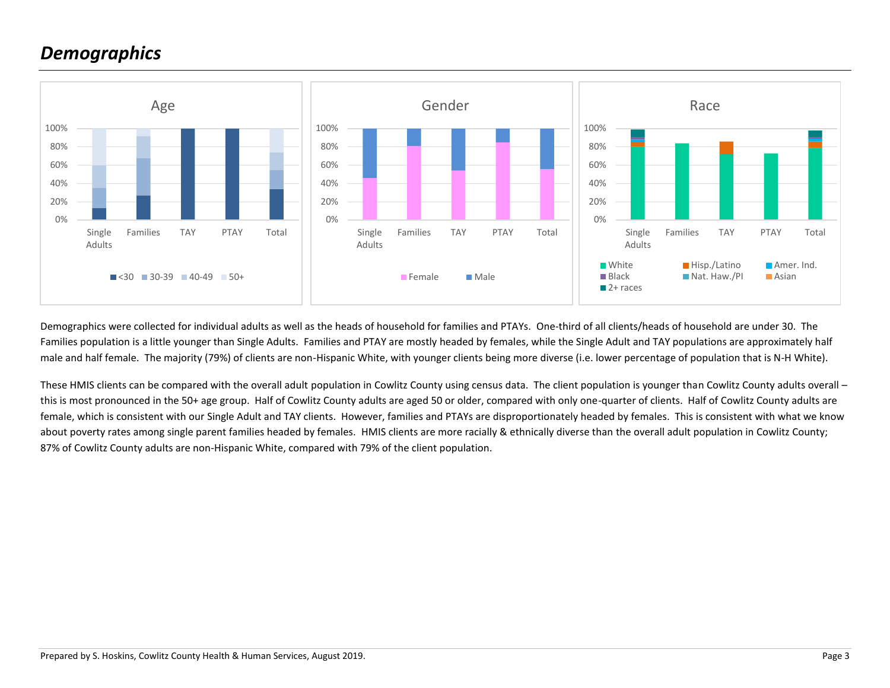## *Demographics*

Demographics were collected for individual adults as well as the heads of household for families and PTAYs. One-third of all clients/heads of household are under 30. The Families population is a little younger than Single Adults. Families and PTAY are mostly headed by females, while the Single Adult and TAY populations are approximately half male and half female. The majority (79%) of clients are non-Hispanic White, with younger clients being more diverse (i.e. lower percentage of population that is N-H White).

These HMIS clients can be compared with the overall adult population in Cowlitz County using census data. The client population is younger than Cowlitz County adults overall – this is most pronounced in the 50+ age group. Half of Cowlitz County adults are aged 50 or older, compared with only one-quarter of clients. Half of Cowlitz County adults are female, which is consistent with our Single Adult and TAY clients. However, families and PTAYs are disproportionately headed by females. This is consistent with what we know about poverty rates among single parent families headed by females. HMIS clients are more racially & ethnically diverse than the overall adult population in Cowlitz County; 87% of Cowlitz County adults are non-Hispanic White, compared with 79% of the client population.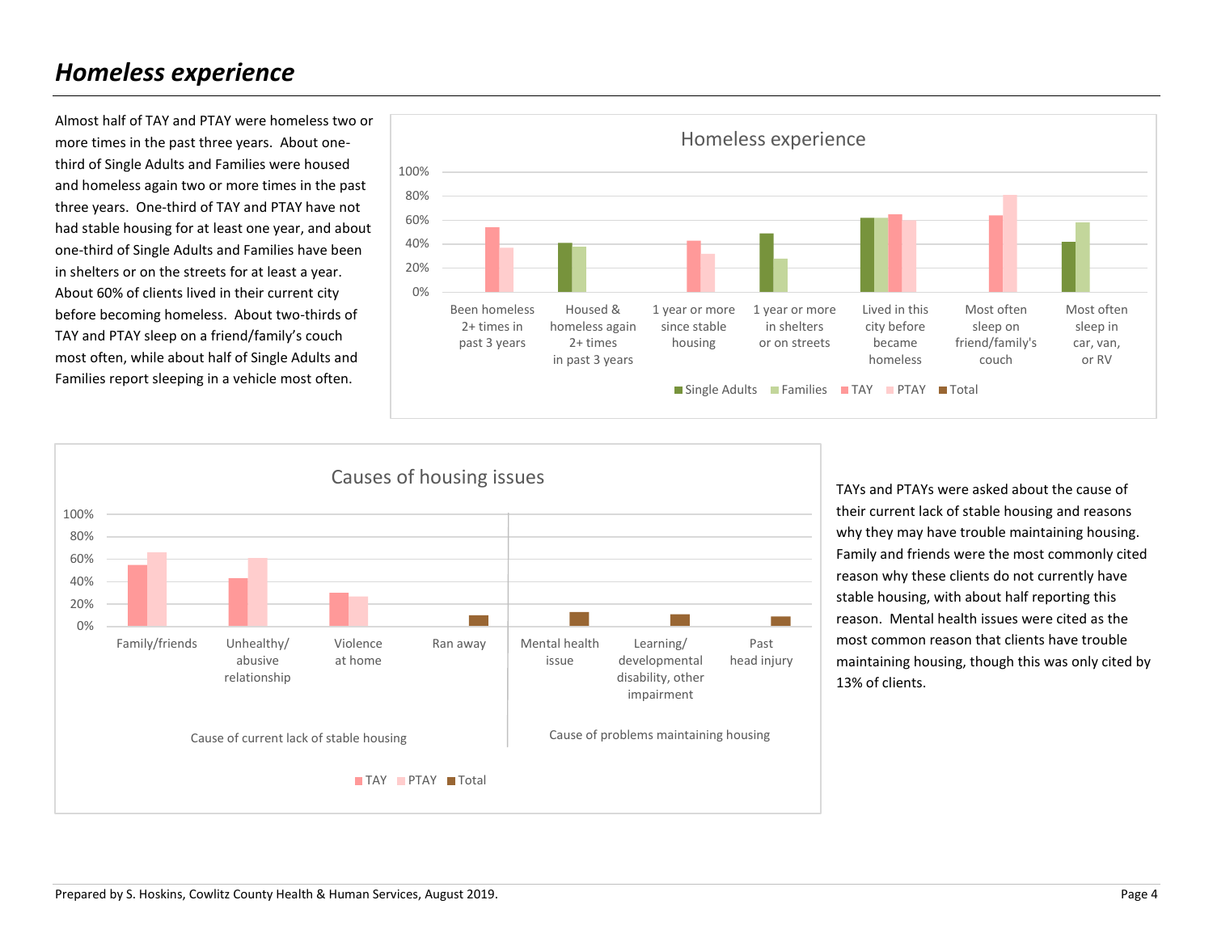## *Homeless experience*

Almost half of TAY and PTAY were homeless two or more times in the past three years. About one-third of Single Adults and Families were housed and homeless again two or more times in the past three years. One-third of TAY and PTAY have not had stable housing for at least one year, and about one-third of Single Adults and Families have been in shelters or on the streets for at least a year. About 60% of clients lived in their current city before becoming homeless. About two-thirds of TAY and PTAY sleep on a friend/family's couch most often, while about half of Single Adults and Families report sleeping in a vehicle most often.

TAYs and PTAYs were asked about the cause of their current lack of stable housing and reasons why they may have trouble maintaining housing. Family and friends were the most commonly cited reason why these clients do not currently have stable housing, with about half reporting this reason. Mental health issues were cited as the most common reason that clients have trouble maintaining housing, though this was only cited by 13% of clients.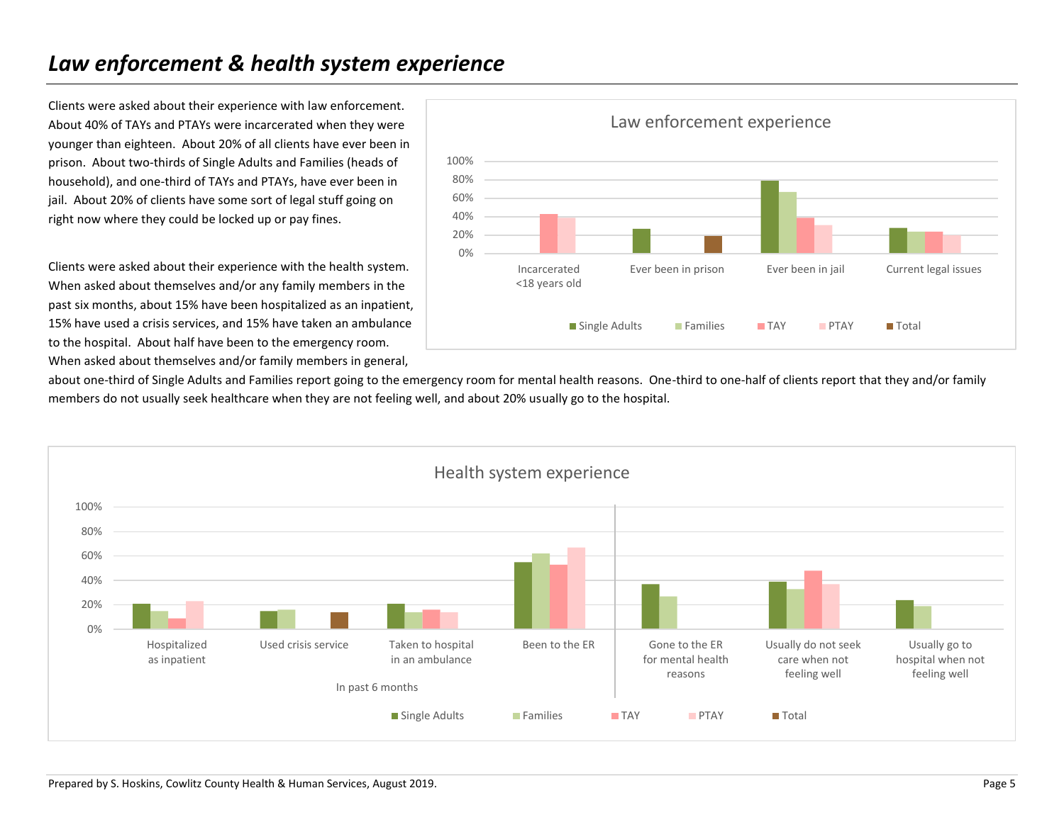# *Law enforcement & health system experience*

Clients were asked about their experience with law enforcement. About 40% of TAYs and PTAYs were incarcerated when they were younger than eighteen. About 20% of all clients have ever been in prison. About two-thirds of Single Adults and Families (heads of household), and one-third of TAYs and PTAYs, have ever been in jail. About 20% of clients have some sort of legal stuff going on right now where they could be locked up or pay fines.

Clients were asked about their experience with the health system. When asked about themselves and/or any family members in the past six months, about 15% have been hospitalized as an inpatient, 15% have used a crisis services, and 15% have taken an ambulance to the hospital. About half have been to the emergency room. When asked about themselves and/or family members in general, about one-third of Single Adults and Families report going to the emergency room for mental health reasons. One-third to one-half of clients report that they and/or family members do not usually seek healthcare when they are not feeling well, and about 20% usually go to the hospital.

**Law enforcement experience**

Categories: Incarcerated <18 years old; Ever been in prison; Ever been in jail; Current legal issues

Legend: Single Adults, Families, TAY, PTAY, Total

**Health system experience**

In past 6 months: Hospitalized as inpatient; Used crisis service; Taken to hospital in an ambulance; Been to the ER

Gone to the ER for mental health reasons; Usually do not seek care when not feeling well; Usually go to hospital when not feeling well

Legend: Single Adults, Families, TAY, PTAY, Total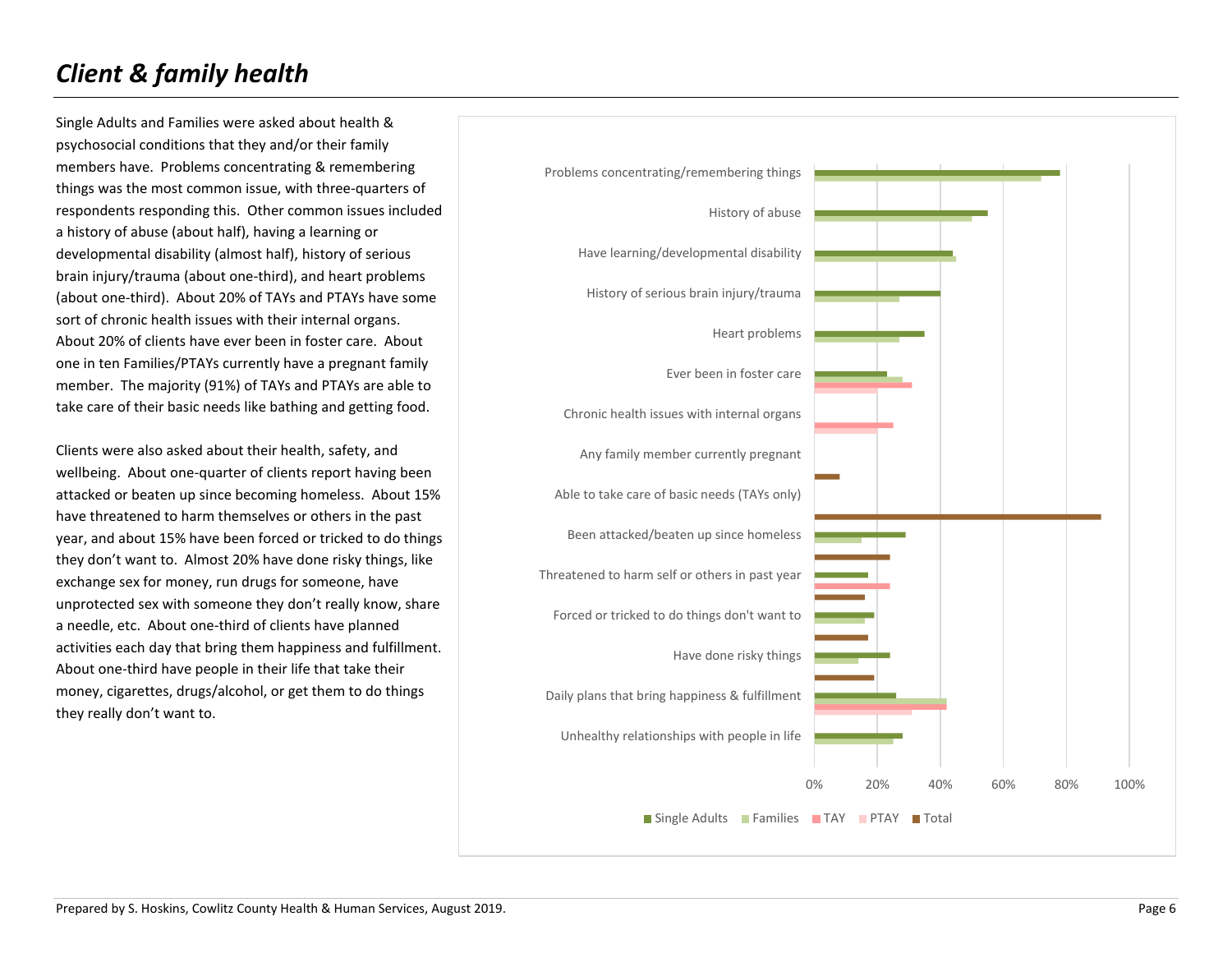# *Client & family health*

Single Adults and Families were asked about health & psychosocial conditions that they and/or their family members have. Problems concentrating & remembering things was the most common issue, with three-quarters of respondents responding this. Other common issues included a history of abuse (about half), having a learning or developmental disability (almost half), history of serious brain injury/trauma (about one-third), and heart problems (about one-third). About 20% of TAYs and PTAYs have some sort of chronic health issues with their internal organs. About 20% of clients have ever been in foster care. About one in ten Families/PTAYs currently have a pregnant family member. The majority (91%) of TAYs and PTAYs are able to take care of their basic needs like bathing and getting food.

Clients were also asked about their health, safety, and wellbeing. About one-quarter of clients report having been attacked or beaten up since becoming homeless. About 15% have threatened to harm themselves or others in the past year, and about 15% have been forced or tricked to do things they don't want to. Almost 20% have done risky things, like exchange sex for money, run drugs for someone, have unprotected sex with someone they don't really know, share a needle, etc. About one-third of clients have planned activities each day that bring them happiness and fulfillment. About one-third have people in their life that take their money, cigarettes, drugs/alcohol, or get them to do things they really don't want to.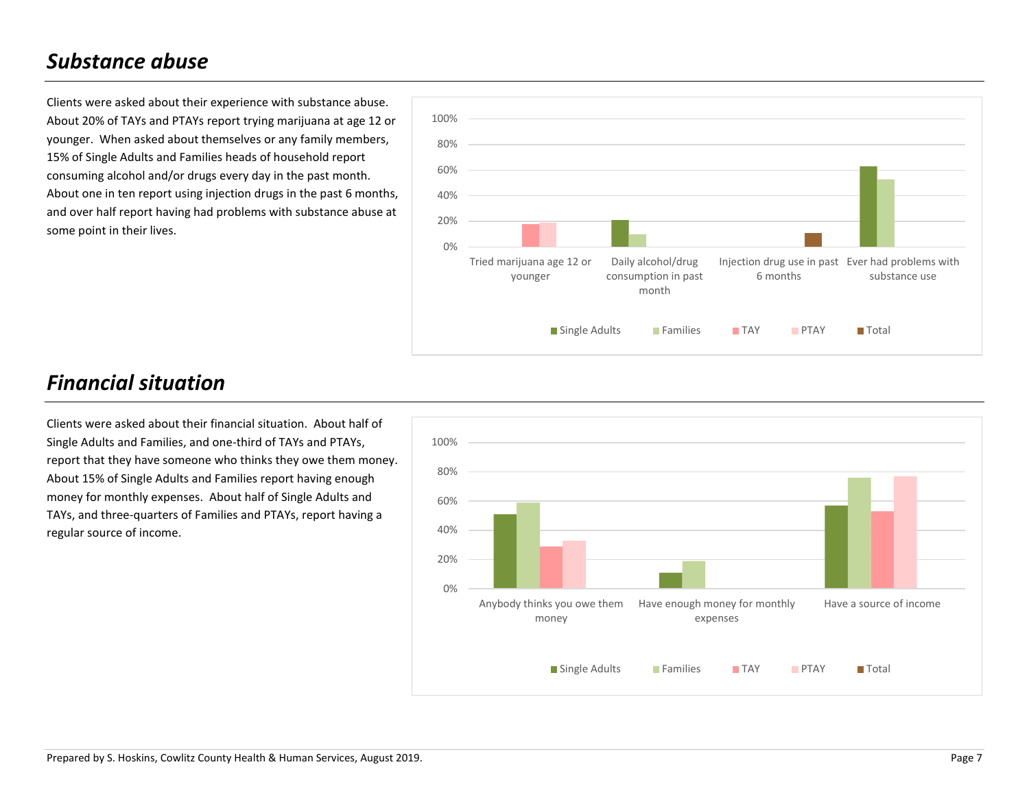## *Substance abuse*

Clients were asked about their experience with substance abuse. About 20% of TAYs and PTAYs report trying marijuana at age 12 or younger. When asked about themselves or any family members, 15% of Single Adults and Families heads of household report consuming alcohol and/or drugs every day in the past month. About one in ten report using injection drugs in the past 6 months, and over half report having had problems with substance abuse at some point in their lives.

## *Financial situation*

Clients were asked about their financial situation. About half of Single Adults and Families, and one-third of TAYs and PTAYs, report that they have someone who thinks they owe them money. About 15% of Single Adults and Families report having enough money for monthly expenses. About half of Single Adults and TAYs, and three-quarters of Families and PTAYs, report having a regular source of income.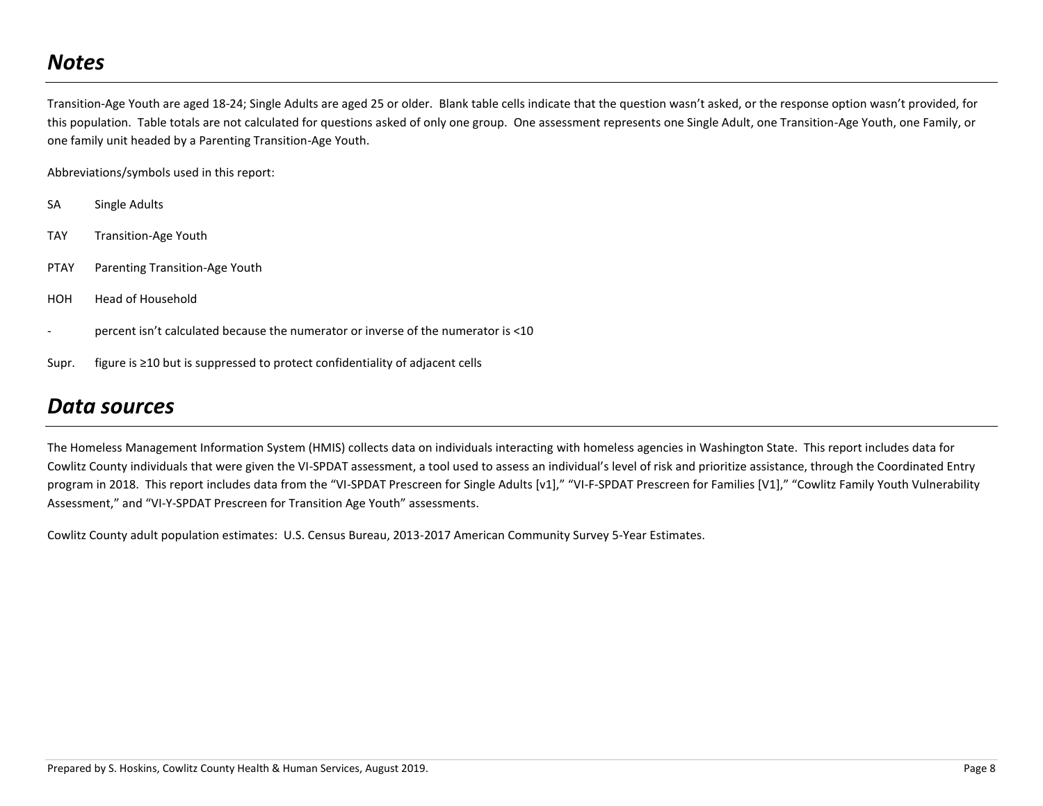## *Notes*

Transition-Age Youth are aged 18-24; Single Adults are aged 25 or older. Blank table cells indicate that the question wasn't asked, or the response option wasn't provided, for this population. Table totals are not calculated for questions asked of only one group. One assessment represents one Single Adult, one Transition-Age Youth, one Family, or one family unit headed by a Parenting Transition-Age Youth.

Abbreviations/symbols used in this report:

| | |
|---|---|
| SA | Single Adults |
| TAY | Transition-Age Youth |
| PTAY | Parenting Transition-Age Youth |
| HOH | Head of Household |
| - | percent isn't calculated because the numerator or inverse of the numerator is <10 |
| Supr. | figure is ≥10 but is suppressed to protect confidentiality of adjacent cells |

## *Data sources*

The Homeless Management Information System (HMIS) collects data on individuals interacting with homeless agencies in Washington State. This report includes data for Cowlitz County individuals that were given the VI-SPDAT assessment, a tool used to assess an individual's level of risk and prioritize assistance, through the Coordinated Entry program in 2018. This report includes data from the "VI-SPDAT Prescreen for Single Adults [v1]," "VI-F-SPDAT Prescreen for Families [V1]," "Cowlitz Family Youth Vulnerability Assessment," and "VI-Y-SPDAT Prescreen for Transition Age Youth" assessments.

Cowlitz County adult population estimates: U.S. Census Bureau, 2013-2017 American Community Survey 5-Year Estimates.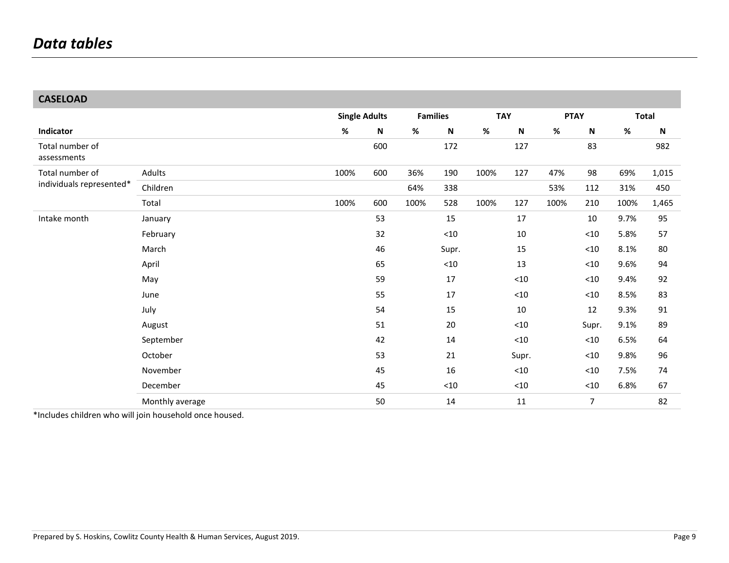# *Data tables*

| **CASELOAD** | | | | | | | | | | | |
|---|---|---|---|---|---|---|---|---|---|---|---|
| | | **Single Adults** | | **Families** | | **TAY** | | **PTAY** | | **Total** | |
| **Indicator** | | **%** | **N** | **%** | **N** | **%** | **N** | **%** | **N** | **%** | **N** |
| Total number of assessments | | | 600 | | 172 | | 127 | | 83 | | 982 |
| Total number of individuals represented* | Adults | 100% | 600 | 36% | 190 | 100% | 127 | 47% | 98 | 69% | 1,015 |
| | Children | | | 64% | 338 | | | 53% | 112 | 31% | 450 |
| | Total | 100% | 600 | 100% | 528 | 100% | 127 | 100% | 210 | 100% | 1,465 |
| Intake month | January | | 53 | | 15 | | 17 | | 10 | 9.7% | 95 |
| | February | | 32 | | <10 | | 10 | | <10 | 5.8% | 57 |
| | March | | 46 | | Supr. | | 15 | | <10 | 8.1% | 80 |
| | April | | 65 | | <10 | | 13 | | <10 | 9.6% | 94 |
| | May | | 59 | | 17 | | <10 | | <10 | 9.4% | 92 |
| | June | | 55 | | 17 | | <10 | | <10 | 8.5% | 83 |
| | July | | 54 | | 15 | | 10 | | 12 | 9.3% | 91 |
| | August | | 51 | | 20 | | <10 | | Supr. | 9.1% | 89 |
| | September | | 42 | | 14 | | <10 | | <10 | 6.5% | 64 |
| | October | | 53 | | 21 | | Supr. | | <10 | 9.8% | 96 |
| | November | | 45 | | 16 | | <10 | | <10 | 7.5% | 74 |
| | December | | 45 | | <10 | | <10 | | <10 | 6.8% | 67 |
| | Monthly average | | 50 | | 14 | | 11 | | 7 | | 82 |

*Includes children who will join household once housed.

Prepared by S. Hoskins, Cowlitz County Health & Human Services, August 2019.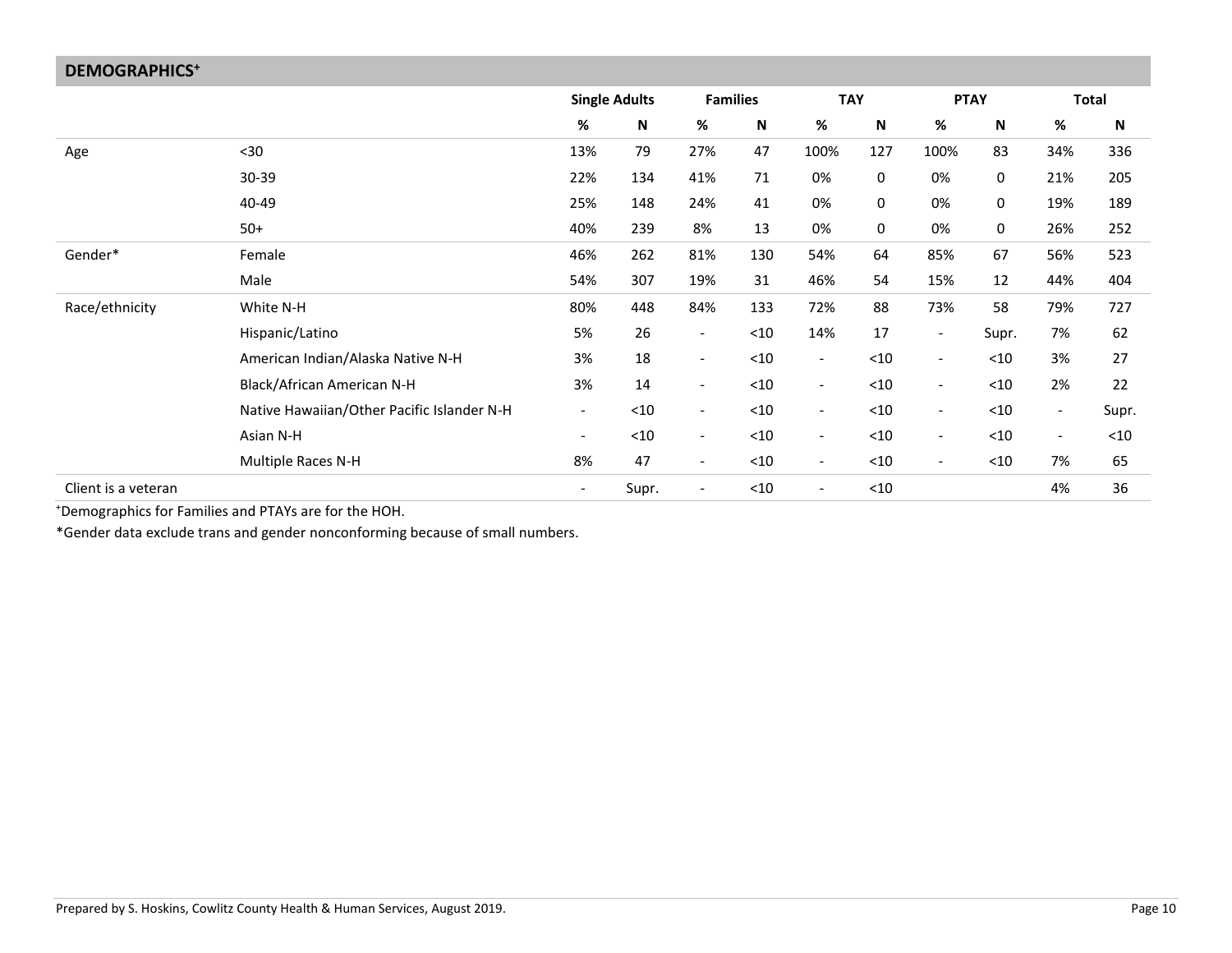## DEMOGRAPHICS[+]

| | | Single Adults | | Families | | TAY | | PTAY | | Total | |
|---|---|---|---|---|---|---|---|---|---|---|---|
| | | % | N | % | N | % | N | % | N | % | N |
| Age | <30 | 13% | 79 | 27% | 47 | 100% | 127 | 100% | 83 | 34% | 336 |
| | 30-39 | 22% | 134 | 41% | 71 | 0% | 0 | 0% | 0 | 21% | 205 |
| | 40-49 | 25% | 148 | 24% | 41 | 0% | 0 | 0% | 0 | 19% | 189 |
| | 50+ | 40% | 239 | 8% | 13 | 0% | 0 | 0% | 0 | 26% | 252 |
| Gender* | Female | 46% | 262 | 81% | 130 | 54% | 64 | 85% | 67 | 56% | 523 |
| | Male | 54% | 307 | 19% | 31 | 46% | 54 | 15% | 12 | 44% | 404 |
| Race/ethnicity | White N-H | 80% | 448 | 84% | 133 | 72% | 88 | 73% | 58 | 79% | 727 |
| | Hispanic/Latino | 5% | 26 | - | <10 | 14% | 17 | - | Supr. | 7% | 62 |
| | American Indian/Alaska Native N-H | 3% | 18 | - | <10 | - | <10 | - | <10 | 3% | 27 |
| | Black/African American N-H | 3% | 14 | - | <10 | - | <10 | - | <10 | 2% | 22 |
| | Native Hawaiian/Other Pacific Islander N-H | - | <10 | - | <10 | - | <10 | - | <10 | - | Supr. |
| | Asian N-H | - | <10 | - | <10 | - | <10 | - | <10 | - | <10 |
| | Multiple Races N-H | 8% | 47 | - | <10 | - | <10 | - | <10 | 7% | 65 |
| Client is a veteran | | - | Supr. | - | <10 | - | <10 | | | 4% | 36 |

[+]Demographics for Families and PTAYs are for the HOH.

*Gender data exclude trans and gender nonconforming because of small numbers.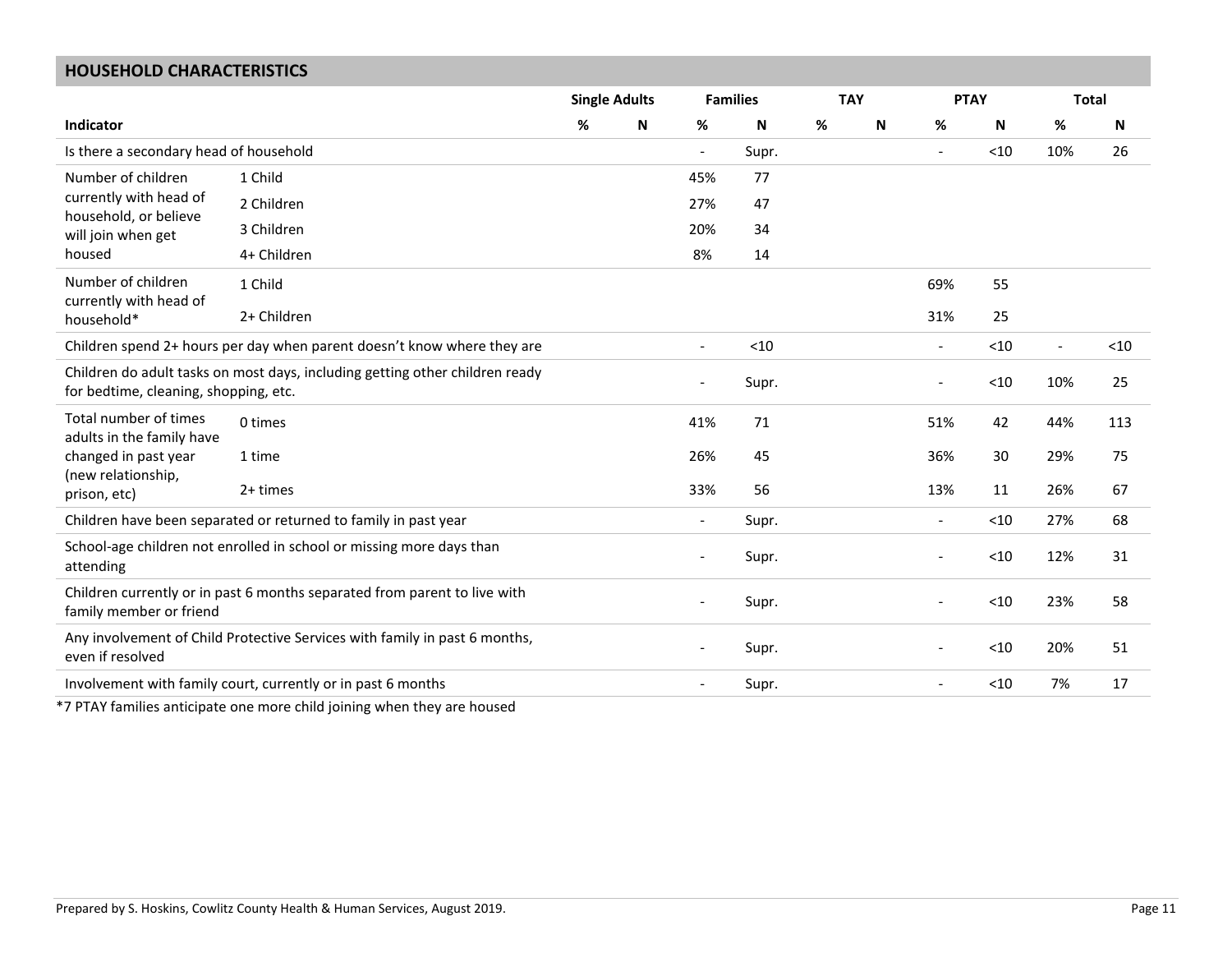## HOUSEHOLD CHARACTERISTICS

| Indicator | | Single Adults | | Families | | TAY | | PTAY | | Total | |
|---|---|---|---|---|---|---|---|---|---|---|---|
| | | % | N | % | N | % | N | % | N | % | N |
| Is there a secondary head of household | | | | - | Supr. | | | - | <10 | 10% | 26 |
| Number of children currently with head of household, or believe will join when get housed | 1 Child | | | 45% | 77 | | | | | | |
| | 2 Children | | | 27% | 47 | | | | | | |
| | 3 Children | | | 20% | 34 | | | | | | |
| | 4+ Children | | | 8% | 14 | | | | | | |
| Number of children currently with head of household* | 1 Child | | | | | | | 69% | 55 | | |
| | 2+ Children | | | | | | | 31% | 25 | | |
| Children spend 2+ hours per day when parent doesn't know where they are | | | | - | <10 | | | - | <10 | - | <10 |
| Children do adult tasks on most days, including getting other children ready for bedtime, cleaning, shopping, etc. | | | | - | Supr. | | | - | <10 | 10% | 25 |
| Total number of times adults in the family have changed in past year (new relationship, prison, etc) | 0 times | | | 41% | 71 | | | 51% | 42 | 44% | 113 |
| | 1 time | | | 26% | 45 | | | 36% | 30 | 29% | 75 |
| | 2+ times | | | 33% | 56 | | | 13% | 11 | 26% | 67 |
| Children have been separated or returned to family in past year | | | | - | Supr. | | | - | <10 | 27% | 68 |
| School-age children not enrolled in school or missing more days than attending | | | | - | Supr. | | | - | <10 | 12% | 31 |
| Children currently or in past 6 months separated from parent to live with family member or friend | | | | - | Supr. | | | - | <10 | 23% | 58 |
| Any involvement of Child Protective Services with family in past 6 months, even if resolved | | | | - | Supr. | | | - | <10 | 20% | 51 |
| Involvement with family court, currently or in past 6 months | | | | - | Supr. | | | - | <10 | 7% | 17 |

*7 PTAY families anticipate one more child joining when they are housed

Prepared by S. Hoskins, Cowlitz County Health & Human Services, August 2019.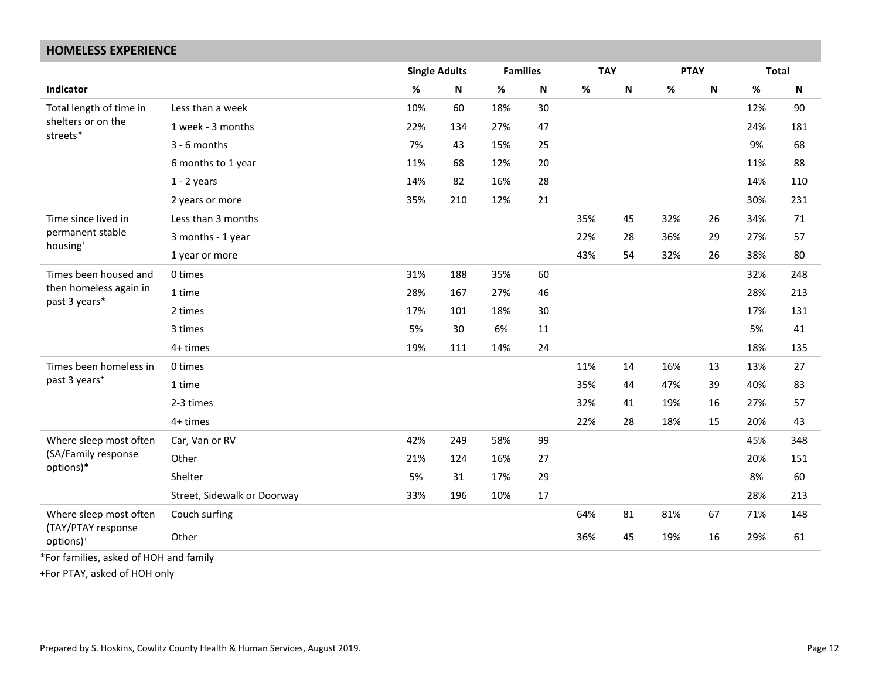## HOMELESS EXPERIENCE

| Indicator | | Single Adults | | Families | | TAY | | PTAY | | Total | |
|---|---|---|---|---|---|---|---|---|---|---|---|
| | | % | N | % | N | % | N | % | N | % | N |
| Total length of time in shelters or on the streets* | Less than a week | 10% | 60 | 18% | 30 | | | | | 12% | 90 |
| | 1 week - 3 months | 22% | 134 | 27% | 47 | | | | | 24% | 181 |
| | 3 - 6 months | 7% | 43 | 15% | 25 | | | | | 9% | 68 |
| | 6 months to 1 year | 11% | 68 | 12% | 20 | | | | | 11% | 88 |
| | 1 - 2 years | 14% | 82 | 16% | 28 | | | | | 14% | 110 |
| | 2 years or more | 35% | 210 | 12% | 21 | | | | | 30% | 231 |
| Time since lived in permanent stable housing+ | Less than 3 months | | | | | 35% | 45 | 32% | 26 | 34% | 71 |
| | 3 months - 1 year | | | | | 22% | 28 | 36% | 29 | 27% | 57 |
| | 1 year or more | | | | | 43% | 54 | 32% | 26 | 38% | 80 |
| Times been housed and then homeless again in past 3 years* | 0 times | 31% | 188 | 35% | 60 | | | | | 32% | 248 |
| | 1 time | 28% | 167 | 27% | 46 | | | | | 28% | 213 |
| | 2 times | 17% | 101 | 18% | 30 | | | | | 17% | 131 |
| | 3 times | 5% | 30 | 6% | 11 | | | | | 5% | 41 |
| | 4+ times | 19% | 111 | 14% | 24 | | | | | 18% | 135 |
| Times been homeless in past 3 years+ | 0 times | | | | | 11% | 14 | 16% | 13 | 13% | 27 |
| | 1 time | | | | | 35% | 44 | 47% | 39 | 40% | 83 |
| | 2-3 times | | | | | 32% | 41 | 19% | 16 | 27% | 57 |
| | 4+ times | | | | | 22% | 28 | 18% | 15 | 20% | 43 |
| Where sleep most often (SA/Family response options)* | Car, Van or RV | 42% | 249 | 58% | 99 | | | | | 45% | 348 |
| | Other | 21% | 124 | 16% | 27 | | | | | 20% | 151 |
| | Shelter | 5% | 31 | 17% | 29 | | | | | 8% | 60 |
| | Street, Sidewalk or Doorway | 33% | 196 | 10% | 17 | | | | | 28% | 213 |
| Where sleep most often (TAY/PTAY response options)+ | Couch surfing | | | | | 64% | 81 | 81% | 67 | 71% | 148 |
| | Other | | | | | 36% | 45 | 19% | 16 | 29% | 61 |

*For families, asked of HOH and family

+For PTAY, asked of HOH only

Prepared by S. Hoskins, Cowlitz County Health & Human Services, August 2019.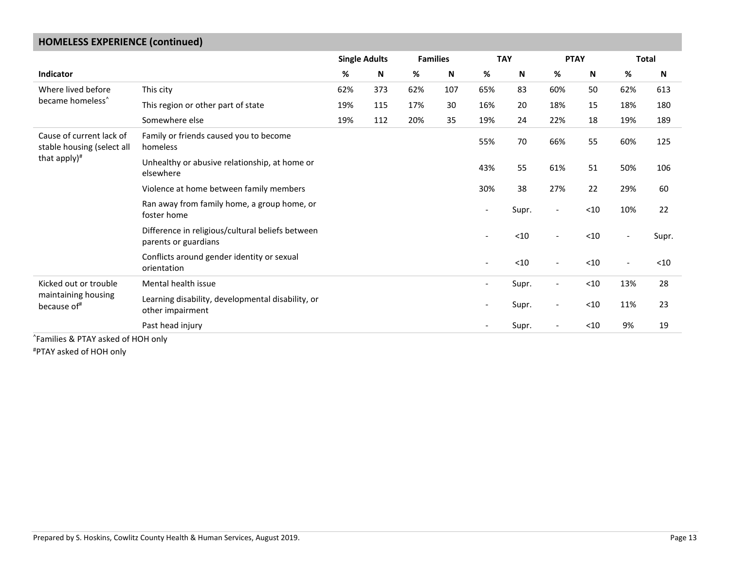## HOMELESS EXPERIENCE (continued)

| Indicator | | Single Adults | | Families | | TAY | | PTAY | | Total | |
|---|---|---|---|---|---|---|---|---|---|---|---|
| | | % | N | % | N | % | N | % | N | % | N |
| Where lived before became homeless^ | This city | 62% | 373 | 62% | 107 | 65% | 83 | 60% | 50 | 62% | 613 |
| | This region or other part of state | 19% | 115 | 17% | 30 | 16% | 20 | 18% | 15 | 18% | 180 |
| | Somewhere else | 19% | 112 | 20% | 35 | 19% | 24 | 22% | 18 | 19% | 189 |
| Cause of current lack of stable housing (select all that apply)# | Family or friends caused you to become homeless | | | | | 55% | 70 | 66% | 55 | 60% | 125 |
| | Unhealthy or abusive relationship, at home or elsewhere | | | | | 43% | 55 | 61% | 51 | 50% | 106 |
| | Violence at home between family members | | | | | 30% | 38 | 27% | 22 | 29% | 60 |
| | Ran away from family home, a group home, or foster home | | | | | - | Supr. | - | <10 | 10% | 22 |
| | Difference in religious/cultural beliefs between parents or guardians | | | | | - | <10 | - | <10 | - | Supr. |
| | Conflicts around gender identity or sexual orientation | | | | | - | <10 | - | <10 | - | <10 |
| Kicked out or trouble maintaining housing because of# | Mental health issue | | | | | - | Supr. | - | <10 | 13% | 28 |
| | Learning disability, developmental disability, or other impairment | | | | | - | Supr. | - | <10 | 11% | 23 |
| | Past head injury | | | | | - | Supr. | - | <10 | 9% | 19 |

^Families & PTAY asked of HOH only

#PTAY asked of HOH only

Prepared by S. Hoskins, Cowlitz County Health & Human Services, August 2019.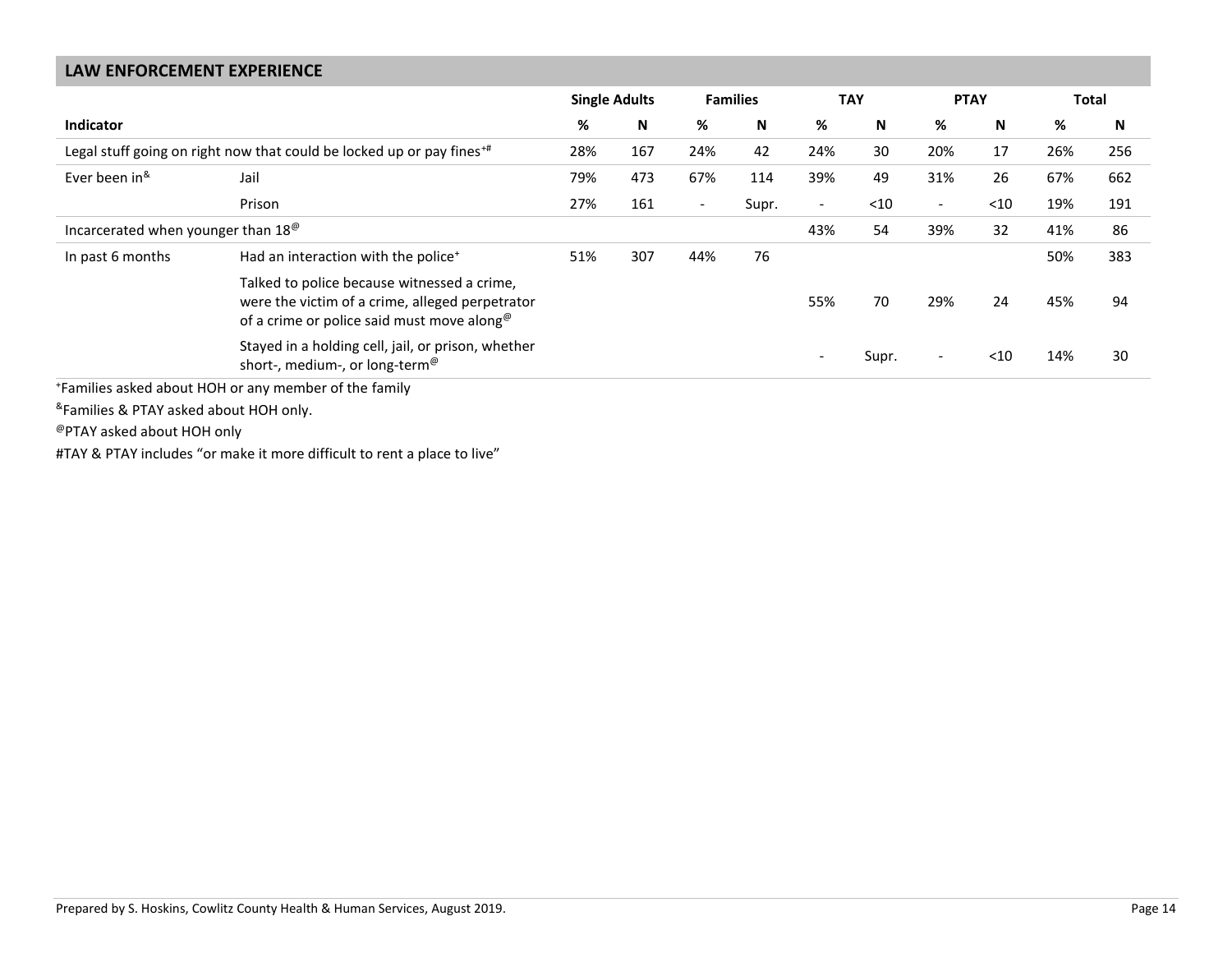## LAW ENFORCEMENT EXPERIENCE

| Indicator | | Single Adults | | Families | | TAY | | PTAY | | Total | |
|---|---|---|---|---|---|---|---|---|---|---|---|
| | | % | N | % | N | % | N | % | N | % | N |
| Legal stuff going on right now that could be locked up or pay fines+# | | 28% | 167 | 24% | 42 | 24% | 30 | 20% | 17 | 26% | 256 |
| Ever been in& | Jail | 79% | 473 | 67% | 114 | 39% | 49 | 31% | 26 | 67% | 662 |
| | Prison | 27% | 161 | - | Supr. | - | <10 | - | <10 | 19% | 191 |
| Incarcerated when younger than 18@ | | | | | | 43% | 54 | 39% | 32 | 41% | 86 |
| In past 6 months | Had an interaction with the police+ | 51% | 307 | 44% | 76 | | | | | 50% | 383 |
| | Talked to police because witnessed a crime, were the victim of a crime, alleged perpetrator of a crime or police said must move along@ | | | | | 55% | 70 | 29% | 24 | 45% | 94 |
| | Stayed in a holding cell, jail, or prison, whether short-, medium-, or long-term@ | | | | | - | Supr. | - | <10 | 14% | 30 |

+Families asked about HOH or any member of the family

&Families & PTAY asked about HOH only.

@PTAY asked about HOH only

#TAY & PTAY includes "or make it more difficult to rent a place to live"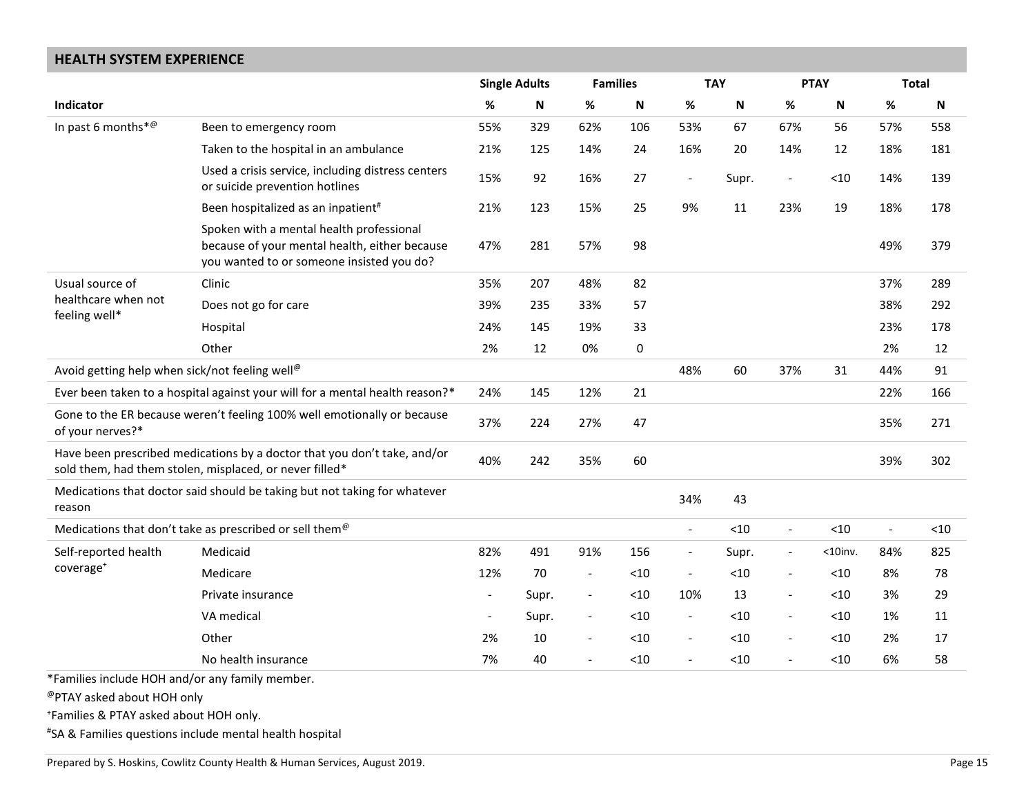## HEALTH SYSTEM EXPERIENCE

| Indicator | | Single Adults | | Families | | TAY | | PTAY | | Total | |
|---|---|---|---|---|---|---|---|---|---|---|---|
| | | % | N | % | N | % | N | % | N | % | N |
| In past 6 months*@ | Been to emergency room | 55% | 329 | 62% | 106 | 53% | 67 | 67% | 56 | 57% | 558 |
| | Taken to the hospital in an ambulance | 21% | 125 | 14% | 24 | 16% | 20 | 14% | 12 | 18% | 181 |
| | Used a crisis service, including distress centers or suicide prevention hotlines | 15% | 92 | 16% | 27 | - | Supr. | - | <10 | 14% | 139 |
| | Been hospitalized as an inpatient# | 21% | 123 | 15% | 25 | 9% | 11 | 23% | 19 | 18% | 178 |
| | Spoken with a mental health professional because of your mental health, either because you wanted to or someone insisted you do? | 47% | 281 | 57% | 98 | | | | | 49% | 379 |
| Usual source of healthcare when not feeling well* | Clinic | 35% | 207 | 48% | 82 | | | | | 37% | 289 |
| | Does not go for care | 39% | 235 | 33% | 57 | | | | | 38% | 292 |
| | Hospital | 24% | 145 | 19% | 33 | | | | | 23% | 178 |
| | Other | 2% | 12 | 0% | 0 | | | | | 2% | 12 |
| Avoid getting help when sick/not feeling well@ | | | | | | 48% | 60 | 37% | 31 | 44% | 91 |
| Ever been taken to a hospital against your will for a mental health reason?* | | 24% | 145 | 12% | 21 | | | | | 22% | 166 |
| Gone to the ER because weren't feeling 100% well emotionally or because of your nerves?* | | 37% | 224 | 27% | 47 | | | | | 35% | 271 |
| Have been prescribed medications by a doctor that you don't take, and/or sold them, had them stolen, misplaced, or never filled* | | 40% | 242 | 35% | 60 | | | | | 39% | 302 |
| Medications that doctor said should be taking but not taking for whatever reason | | | | | | 34% | 43 | | | | |
| Medications that don't take as prescribed or sell them@ | | | | | | - | <10 | - | <10 | - | <10 |
| Self-reported health coverage+ | Medicaid | 82% | 491 | 91% | 156 | - | Supr. | - | <10inv. | 84% | 825 |
| | Medicare | 12% | 70 | - | <10 | - | <10 | - | <10 | 8% | 78 |
| | Private insurance | - | Supr. | - | <10 | 10% | 13 | - | <10 | 3% | 29 |
| | VA medical | - | Supr. | - | <10 | - | <10 | - | <10 | 1% | 11 |
| | Other | 2% | 10 | - | <10 | - | <10 | - | <10 | 2% | 17 |
| | No health insurance | 7% | 40 | - | <10 | - | <10 | - | <10 | 6% | 58 |

*Families include HOH and/or any family member.

@PTAY asked about HOH only

+Families & PTAY asked about HOH only.

#SA & Families questions include mental health hospital

Prepared by S. Hoskins, Cowlitz County Health & Human Services, August 2019.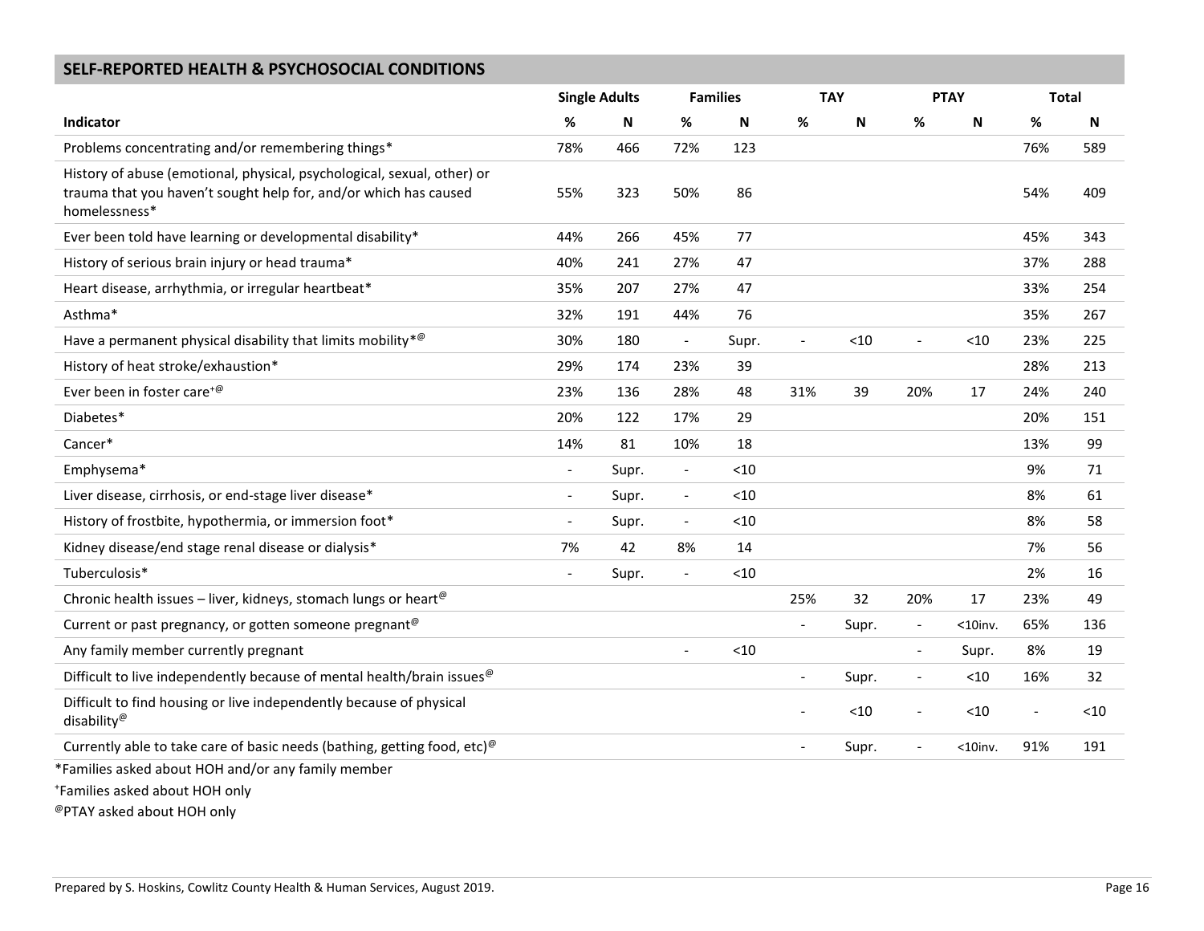## SELF-REPORTED HEALTH & PSYCHOSOCIAL CONDITIONS

| | Single Adults | | Families | | TAY | | PTAY | | Total | |
|---|---|---|---|---|---|---|---|---|---|---|
| **Indicator** | **%** | **N** | **%** | **N** | **%** | **N** | **%** | **N** | **%** | **N** |
| Problems concentrating and/or remembering things* | 78% | 466 | 72% | 123 | | | | | 76% | 589 |
| History of abuse (emotional, physical, psychological, sexual, other) or trauma that you haven't sought help for, and/or which has caused homelessness* | 55% | 323 | 50% | 86 | | | | | 54% | 409 |
| Ever been told have learning or developmental disability* | 44% | 266 | 45% | 77 | | | | | 45% | 343 |
| History of serious brain injury or head trauma* | 40% | 241 | 27% | 47 | | | | | 37% | 288 |
| Heart disease, arrhythmia, or irregular heartbeat* | 35% | 207 | 27% | 47 | | | | | 33% | 254 |
| Asthma* | 32% | 191 | 44% | 76 | | | | | 35% | 267 |
| Have a permanent physical disability that limits mobility*@ | 30% | 180 | - | Supr. | - | <10 | - | <10 | 23% | 225 |
| History of heat stroke/exhaustion* | 29% | 174 | 23% | 39 | | | | | 28% | 213 |
| Ever been in foster care+@ | 23% | 136 | 28% | 48 | 31% | 39 | 20% | 17 | 24% | 240 |
| Diabetes* | 20% | 122 | 17% | 29 | | | | | 20% | 151 |
| Cancer* | 14% | 81 | 10% | 18 | | | | | 13% | 99 |
| Emphysema* | - | Supr. | - | <10 | | | | | 9% | 71 |
| Liver disease, cirrhosis, or end-stage liver disease* | - | Supr. | - | <10 | | | | | 8% | 61 |
| History of frostbite, hypothermia, or immersion foot* | - | Supr. | - | <10 | | | | | 8% | 58 |
| Kidney disease/end stage renal disease or dialysis* | 7% | 42 | 8% | 14 | | | | | 7% | 56 |
| Tuberculosis* | - | Supr. | - | <10 | | | | | 2% | 16 |
| Chronic health issues – liver, kidneys, stomach lungs or heart@ | | | | | 25% | 32 | 20% | 17 | 23% | 49 |
| Current or past pregnancy, or gotten someone pregnant@ | | | | | - | Supr. | - | <10inv. | 65% | 136 |
| Any family member currently pregnant | | | - | <10 | | | - | Supr. | 8% | 19 |
| Difficult to live independently because of mental health/brain issues@ | | | | | - | Supr. | - | <10 | 16% | 32 |
| Difficult to find housing or live independently because of physical disability@ | | | | | - | <10 | - | <10 | - | <10 |
| Currently able to take care of basic needs (bathing, getting food, etc)@ | | | | | - | Supr. | - | <10inv. | 91% | 191 |

*Families asked about HOH and/or any family member

+Families asked about HOH only

@PTAY asked about HOH only

Prepared by S. Hoskins, Cowlitz County Health & Human Services, August 2019.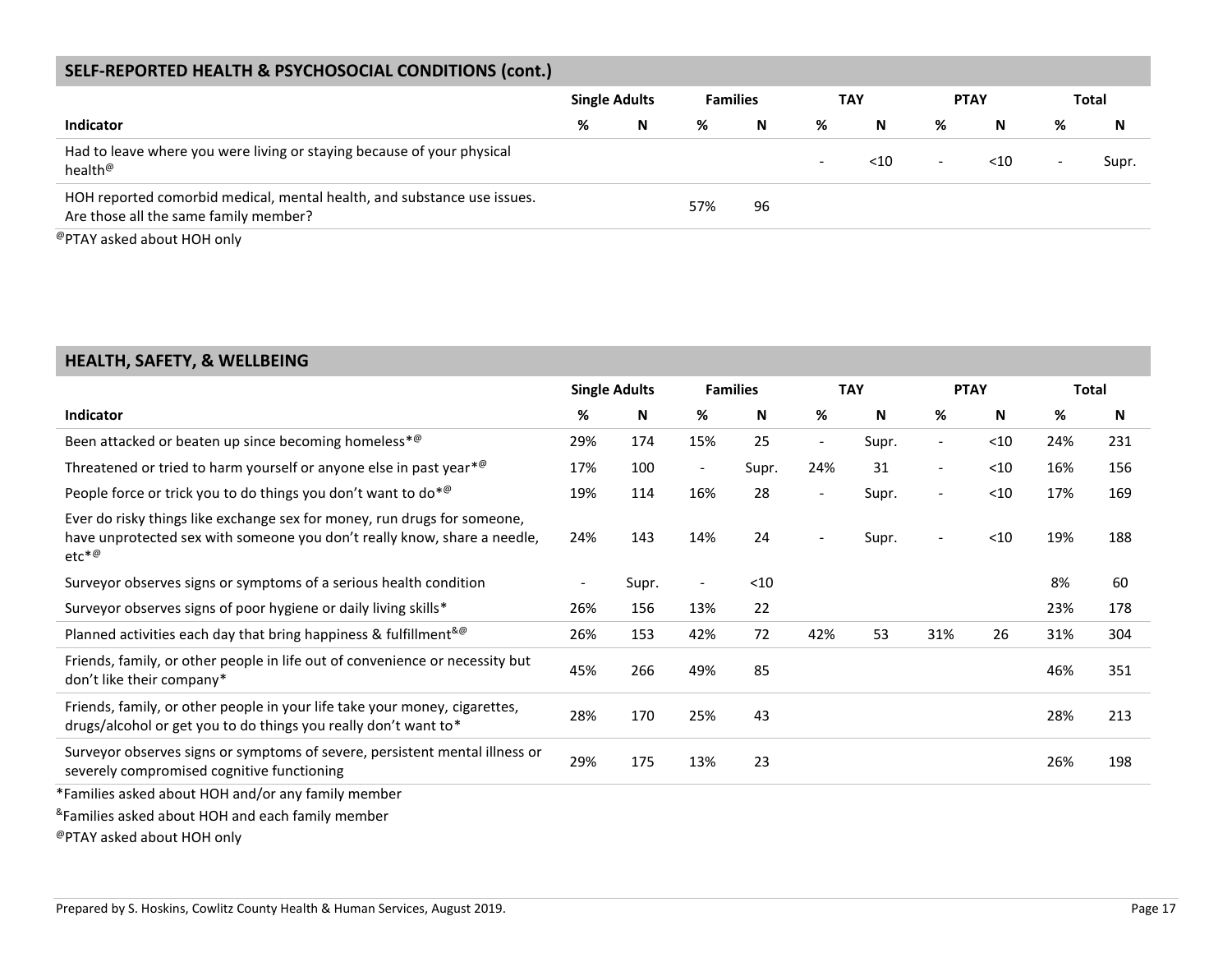## SELF-REPORTED HEALTH & PSYCHOSOCIAL CONDITIONS (cont.)

| | Single Adults | | Families | | TAY | | PTAY | | Total | |
|---|---|---|---|---|---|---|---|---|---|---|
| **Indicator** | **%** | **N** | **%** | **N** | **%** | **N** | **%** | **N** | **%** | **N** |
| Had to leave where you were living or staying because of your physical health[@] | | | | | - | <10 | - | <10 | - | Supr. |
| HOH reported comorbid medical, mental health, and substance use issues. Are those all the same family member? | | | 57% | 96 | | | | | | |

[@]PTAY asked about HOH only

## HEALTH, SAFETY, & WELLBEING

| | Single Adults | | Families | | TAY | | PTAY | | Total | |
|---|---|---|---|---|---|---|---|---|---|---|
| **Indicator** | **%** | **N** | **%** | **N** | **%** | **N** | **%** | **N** | **%** | **N** |
| Been attacked or beaten up since becoming homeless*[@] | 29% | 174 | 15% | 25 | - | Supr. | - | <10 | 24% | 231 |
| Threatened or tried to harm yourself or anyone else in past year*[@] | 17% | 100 | - | Supr. | 24% | 31 | - | <10 | 16% | 156 |
| People force or trick you to do things you don't want to do*[@] | 19% | 114 | 16% | 28 | - | Supr. | - | <10 | 17% | 169 |
| Ever do risky things like exchange sex for money, run drugs for someone, have unprotected sex with someone you don't really know, share a needle, etc*[@] | 24% | 143 | 14% | 24 | - | Supr. | - | <10 | 19% | 188 |
| Surveyor observes signs or symptoms of a serious health condition | - | Supr. | - | <10 | | | | | 8% | 60 |
| Surveyor observes signs of poor hygiene or daily living skills* | 26% | 156 | 13% | 22 | | | | | 23% | 178 |
| Planned activities each day that bring happiness & fulfillment[&@] | 26% | 153 | 42% | 72 | 42% | 53 | 31% | 26 | 31% | 304 |
| Friends, family, or other people in life out of convenience or necessity but don't like their company* | 45% | 266 | 49% | 85 | | | | | 46% | 351 |
| Friends, family, or other people in your life take your money, cigarettes, drugs/alcohol or get you to do things you really don't want to* | 28% | 170 | 25% | 43 | | | | | 28% | 213 |
| Surveyor observes signs or symptoms of severe, persistent mental illness or severely compromised cognitive functioning | 29% | 175 | 13% | 23 | | | | | 26% | 198 |

*Families asked about HOH and/or any family member

[&]Families asked about HOH and each family member

[@]PTAY asked about HOH only

Prepared by S. Hoskins, Cowlitz County Health & Human Services, August 2019.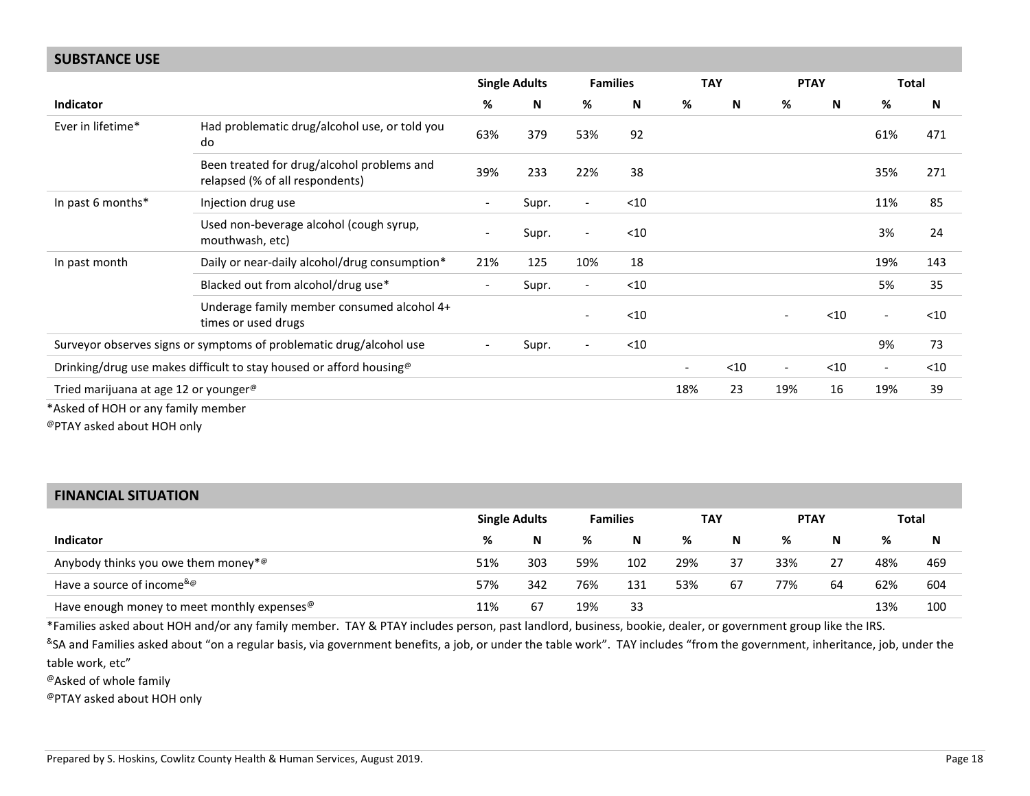## SUBSTANCE USE

| | | Single Adults | | Families | | TAY | | PTAY | | Total | |
|---|---|---|---|---|---|---|---|---|---|---|---|
| **Indicator** | | **%** | **N** | **%** | **N** | **%** | **N** | **%** | **N** | **%** | **N** |
| Ever in lifetime* | Had problematic drug/alcohol use, or told you do | 63% | 379 | 53% | 92 | | | | | 61% | 471 |
| | Been treated for drug/alcohol problems and relapsed (% of all respondents) | 39% | 233 | 22% | 38 | | | | | 35% | 271 |
| In past 6 months* | Injection drug use | - | Supr. | - | <10 | | | | | 11% | 85 |
| | Used non-beverage alcohol (cough syrup, mouthwash, etc) | - | Supr. | - | <10 | | | | | 3% | 24 |
| In past month | Daily or near-daily alcohol/drug consumption* | 21% | 125 | 10% | 18 | | | | | 19% | 143 |
| | Blacked out from alcohol/drug use* | - | Supr. | - | <10 | | | | | 5% | 35 |
| | Underage family member consumed alcohol 4+ times or used drugs | | | - | <10 | | | - | <10 | - | <10 |
| Surveyor observes signs or symptoms of problematic drug/alcohol use | | - | Supr. | - | <10 | | | | | 9% | 73 |
| Drinking/drug use makes difficult to stay housed or afford housing@ | | | | | | - | <10 | - | <10 | - | <10 |
| Tried marijuana at age 12 or younger@ | | | | | | 18% | 23 | 19% | 16 | 19% | 39 |

*Asked of HOH or any family member

@PTAY asked about HOH only

## FINANCIAL SITUATION

| | Single Adults | | Families | | TAY | | PTAY | | Total | |
|---|---|---|---|---|---|---|---|---|---|---|
| **Indicator** | **%** | **N** | **%** | **N** | **%** | **N** | **%** | **N** | **%** | **N** |
| Anybody thinks you owe them money*@ | 51% | 303 | 59% | 102 | 29% | 37 | 33% | 27 | 48% | 469 |
| Have a source of income&@ | 57% | 342 | 76% | 131 | 53% | 67 | 77% | 64 | 62% | 604 |
| Have enough money to meet monthly expenses@ | 11% | 67 | 19% | 33 | | | | | 13% | 100 |

*Families asked about HOH and/or any family member. TAY & PTAY includes person, past landlord, business, bookie, dealer, or government group like the IRS.

&SA and Families asked about "on a regular basis, via government benefits, a job, or under the table work". TAY includes "from the government, inheritance, job, under the table work, etc"

@Asked of whole family

@PTAY asked about HOH only

Prepared by S. Hoskins, Cowlitz County Health & Human Services, August 2019.